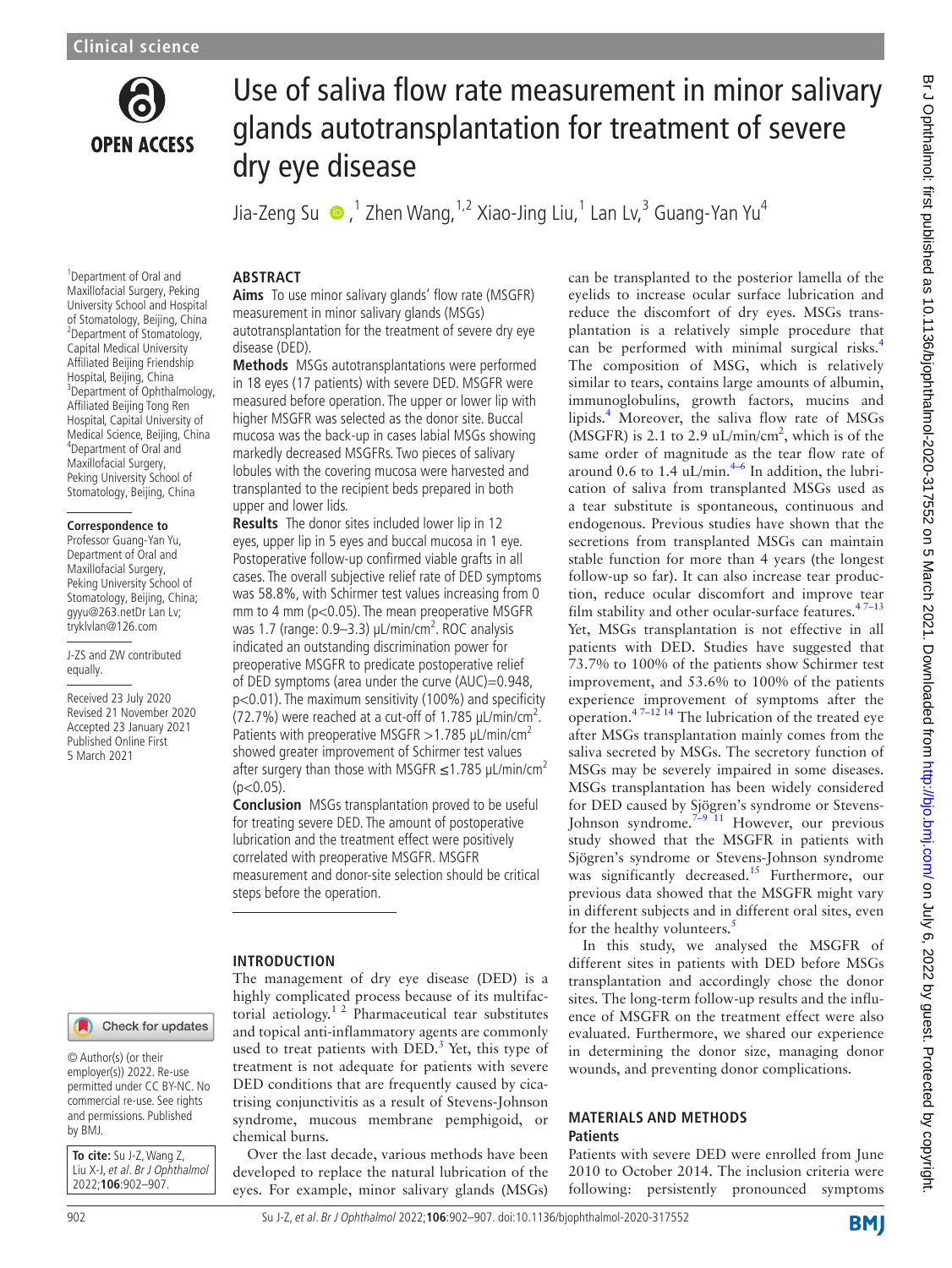# Use of saliva flow rate measurement in minor salivary glands autotransplantation for treatment of severe dry eye disease

Jia-Zeng Su,[1] Zhen Wang,[1,2] Xiao-Jing Liu,[1] Lan Lv,[3] Guang-Yan Yu[4]

[1]Department of Oral and Maxillofacial Surgery, Peking University School and Hospital of Stomatology, Beijing, China
[2]Department of Stomatology, Capital Medical University Affiliated Beijing Friendship Hospital, Beijing, China
[3]Department of Ophthalmology, Affiliated Beijing Tong Ren Hospital, Capital University of Medical Science, Beijing, China
[4]Department of Oral and Maxillofacial Surgery, Peking University School of Stomatology, Beijing, China

**Correspondence to**
Professor Guang-Yan Yu, Department of Oral and Maxillofacial Surgery, Peking University School of Stomatology, Beijing, China; gyyu@263.netDr Lan Lv; tryklvlan@126.com

J-ZS and ZW contributed equally.

Received 23 July 2020
Revised 21 November 2020
Accepted 23 January 2021
Published Online First 5 March 2021

© Author(s) (or their employer(s)) 2022. Re-use permitted under CC BY-NC. No commercial re-use. See rights and permissions. Published by BMJ.

**To cite:** Su J-Z, Wang Z, Liu X-J, *et al. Br J Ophthalmol* 2022;**106**:902–907.

## ABSTRACT

**Aims** To use minor salivary glands' flow rate (MSGFR) measurement in minor salivary glands (MSGs) autotransplantation for the treatment of severe dry eye disease (DED).

**Methods** MSGs autotransplantations were performed in 18 eyes (17 patients) with severe DED. MSGFR were measured before operation. The upper or lower lip with higher MSGFR was selected as the donor site. Buccal mucosa was the back-up in cases labial MSGs showing markedly decreased MSGFRs. Two pieces of salivary lobules with the covering mucosa were harvested and transplanted to the recipient beds prepared in both upper and lower lids.

**Results** The donor sites included lower lip in 12 eyes, upper lip in 5 eyes and buccal mucosa in 1 eye. Postoperative follow-up confirmed viable grafts in all cases. The overall subjective relief rate of DED symptoms was 58.8%, with Schirmer test values increasing from 0 mm to 4 mm ($p<0.05$). The mean preoperative MSGFR was 1.7 (range: 0.9–3.3) µL/min/cm$^2$. ROC analysis indicated an outstanding discrimination power for preoperative MSGFR to predicate postoperative relief of DED symptoms (area under the curve (AUC)=0.948, $p<0.01$). The maximum sensitivity (100%) and specificity (72.7%) were reached at a cut-off of 1.785 µL/min/cm$^2$. Patients with preoperative MSGFR >1.785 µL/min/cm$^2$ showed greater improvement of Schirmer test values after surgery than those with MSGFR ≤1.785 µL/min/cm$^2$ ($p<0.05$).

**Conclusion** MSGs transplantation proved to be useful for treating severe DED. The amount of postoperative lubrication and the treatment effect were positively correlated with preoperative MSGFR. MSGFR measurement and donor-site selection should be critical steps before the operation.

## INTRODUCTION

The management of dry eye disease (DED) is a highly complicated process because of its multifactorial aetiology.[1 2] Pharmaceutical tear substitutes and topical anti-inflammatory agents are commonly used to treat patients with DED.[3] Yet, this type of treatment is not adequate for patients with severe DED conditions that are frequently caused by cicatrising conjunctivitis as a result of Stevens-Johnson syndrome, mucous membrane pemphigoid, or chemical burns.

Over the last decade, various methods have been developed to replace the natural lubrication of the eyes. For example, minor salivary glands (MSGs) can be transplanted to the posterior lamella of the eyelids to increase ocular surface lubrication and reduce the discomfort of dry eyes. MSGs transplantation is a relatively simple procedure that can be performed with minimal surgical risks.[4] The composition of MSG, which is relatively similar to tears, contains large amounts of albumin, immunoglobulins, growth factors, mucins and lipids.[4] Moreover, the saliva flow rate of MSGs (MSGFR) is 2.1 to 2.9 uL/min/cm$^2$, which is of the same order of magnitude as the tear flow rate of around 0.6 to 1.4 uL/min.[4–6] In addition, the lubrication of saliva from transplanted MSGs used as a tear substitute is spontaneous, continuous and endogenous. Previous studies have shown that the secretions from transplanted MSGs can maintain stable function for more than 4 years (the longest follow-up so far). It can also increase tear production, reduce ocular discomfort and improve tear film stability and other ocular-surface features.[4 7–13] Yet, MSGs transplantation is not effective in all patients with DED. Studies have suggested that 73.7% to 100% of the patients show Schirmer test improvement, and 53.6% to 100% of the patients experience improvement of symptoms after the operation.[4 7–12 14] The lubrication of the treated eye after MSGs transplantation mainly comes from the saliva secreted by MSGs. The secretory function of MSGs may be severely impaired in some diseases. MSGs transplantation has been widely considered for DED caused by Sjögren's syndrome or Stevens-Johnson syndrome.[7–9 11] However, our previous study showed that the MSGFR in patients with Sjögren's syndrome or Stevens-Johnson syndrome was significantly decreased.[15] Furthermore, our previous data showed that the MSGFR might vary in different subjects and in different oral sites, even for the healthy volunteers.[5]

In this study, we analysed the MSGFR of different sites in patients with DED before MSGs transplantation and accordingly chose the donor sites. The long-term follow-up results and the influence of MSGFR on the treatment effect were also evaluated. Furthermore, we shared our experience in determining the donor size, managing donor wounds, and preventing donor complications.

## MATERIALS AND METHODS

### Patients

Patients with severe DED were enrolled from June 2010 to October 2014. The inclusion criteria were following: persistently pronounced symptoms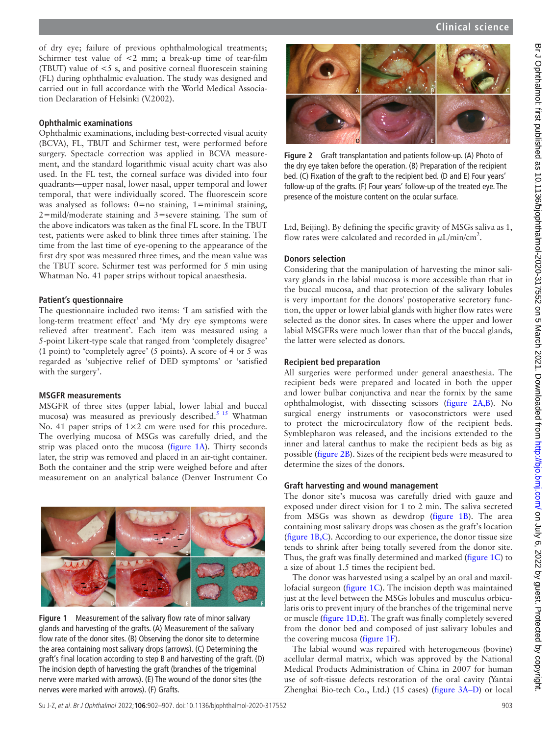of dry eye; failure of previous ophthalmological treatments; Schirmer test value of <2 mm; a break-up time of tear-film (TBUT) value of <5 s, and positive corneal fluorescein staining (FL) during ophthalmic evaluation. The study was designed and carried out in full accordance with the World Medical Association Declaration of Helsinki (V.2002).

### Ophthalmic examinations

Ophthalmic examinations, including best-corrected visual acuity (BCVA), FL, TBUT and Schirmer test, were performed before surgery. Spectacle correction was applied in BCVA measurement, and the standard logarithmic visual acuity chart was also used. In the FL test, the corneal surface was divided into four quadrants—upper nasal, lower nasal, upper temporal and lower temporal, that were individually scored. The fluorescein score was analysed as follows: 0=no staining, 1=minimal staining, 2=mild/moderate staining and 3=severe staining. The sum of the above indicators was taken as the final FL score. In the TBUT test, patients were asked to blink three times after staining. The time from the last time of eye-opening to the appearance of the first dry spot was measured three times, and the mean value was the TBUT score. Schirmer test was performed for 5 min using Whatman No. 41 paper strips without topical anaesthesia.

### Patient's questionnaire

The questionnaire included two items: 'I am satisfied with the long-term treatment effect' and 'My dry eye symptoms were relieved after treatment'. Each item was measured using a 5-point Likert-type scale that ranged from 'completely disagree' (1 point) to 'completely agree' (5 points). A score of 4 or 5 was regarded as 'subjective relief of DED symptoms' or 'satisfied with the surgery'.

### MSGFR measurements

MSGFR of three sites (upper labial, lower labial and buccal mucosa) was measured as previously described.[5 15] Whatman No. 41 paper strips of 1×2 cm were used for this procedure. The overlying mucosa of MSGs was carefully dried, and the strip was placed onto the mucosa (figure 1A). Thirty seconds later, the strip was removed and placed in an air-tight container. Both the container and the strip were weighed before and after measurement on an analytical balance (Denver Instrument Co Ltd, Beijing). By defining the specific gravity of MSGs saliva as 1, flow rates were calculated and recorded in $\mu$L/min/cm$^2$.

Figure 1 Measurement of the salivary flow rate of minor salivary glands and harvesting of the grafts. (A) Measurement of the salivary flow rate of the donor sites. (B) Observing the donor site to determine the area containing most salivary drops (arrows). (C) Determining the graft's final location according to step B and harvesting of the graft. (D) The incision depth of harvesting the graft (branches of the trigeminal nerve were marked with arrows). (E) The wound of the donor sites (the nerves were marked with arrows). (F) Grafts.

Figure 2 Graft transplantation and patients follow-up. (A) Photo of the dry eye taken before the operation. (B) Preparation of the recipient bed. (C) Fixation of the graft to the recipient bed. (D and E) Four years' follow-up of the grafts. (F) Four years' follow-up of the treated eye. The presence of the moisture content on the ocular surface.

### Donors selection

Considering that the manipulation of harvesting the minor salivary glands in the labial mucosa is more accessible than that in the buccal mucosa, and that protection of the salivary lobules is very important for the donors' postoperative secretory function, the upper or lower labial glands with higher flow rates were selected as the donor sites. In cases where the upper and lower labial MSGFRs were much lower than that of the buccal glands, the latter were selected as donors.

### Recipient bed preparation

All surgeries were performed under general anaesthesia. The recipient beds were prepared and located in both the upper and lower bulbar conjunctiva and near the fornix by the same ophthalmologist, with dissecting scissors (figure 2A,B). No surgical energy instruments or vasoconstrictors were used to protect the microcirculatory flow of the recipient beds. Symblepharon was released, and the incisions extended to the inner and lateral canthus to make the recipient beds as big as possible (figure 2B). Sizes of the recipient beds were measured to determine the sizes of the donors.

### Graft harvesting and wound management

The donor site's mucosa was carefully dried with gauze and exposed under direct vision for 1 to 2 min. The saliva secreted from MSGs was shown as dewdrop (figure 1B). The area containing most salivary drops was chosen as the graft's location (figure 1B,C). According to our experience, the donor tissue size tends to shrink after being totally severed from the donor site. Thus, the graft was finally determined and marked (figure 1C) to a size of about 1.5 times the recipient bed.

The donor was harvested using a scalpel by an oral and maxillofacial surgeon (figure 1C). The incision depth was maintained just at the level between the MSGs lobules and musculus orbicularis oris to prevent injury of the branches of the trigeminal nerve or muscle (figure 1D,E). The graft was finally completely severed from the donor bed and composed of just salivary lobules and the covering mucosa (figure 1F).

The labial wound was repaired with heterogeneous (bovine) acellular dermal matrix, which was approved by the National Medical Products Administration of China in 2007 for human use of soft-tissue defects restoration of the oral cavity (Yantai Zhenghai Bio-tech Co., Ltd.) (15 cases) (figure 3A–D) or local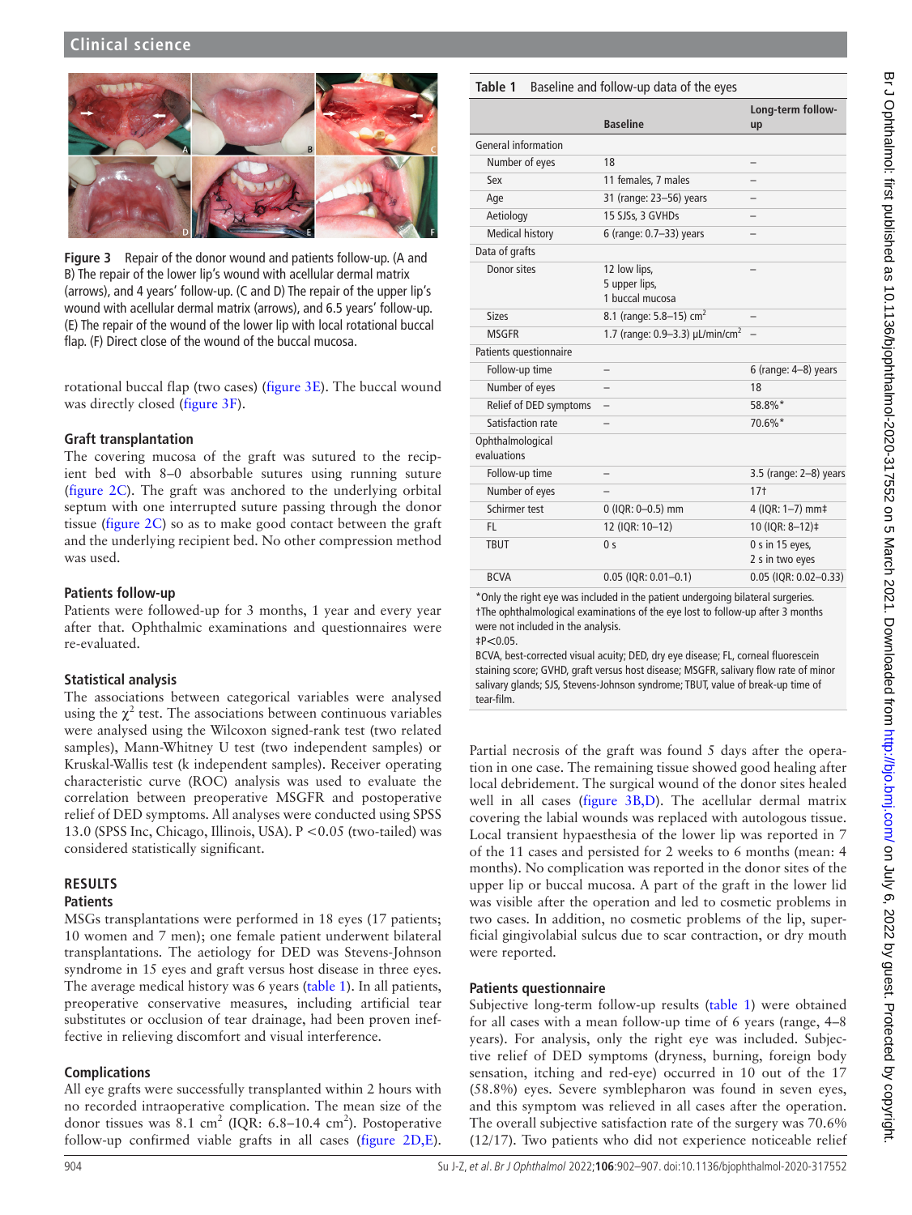Figure 3 Repair of the donor wound and patients follow-up. (A and B) The repair of the lower lip's wound with acellular dermal matrix (arrows), and 4 years' follow-up. (C and D) The repair of the upper lip's wound with acellular dermal matrix (arrows), and 6.5 years' follow-up. (E) The repair of the wound of the lower lip with local rotational buccal flap. (F) Direct close of the wound of the buccal mucosa.

rotational buccal flap (two cases) (figure 3E). The buccal wound was directly closed (figure 3F).

### Graft transplantation

The covering mucosa of the graft was sutured to the recipient bed with 8–0 absorbable sutures using running suture (figure 2C). The graft was anchored to the underlying orbital septum with one interrupted suture passing through the donor tissue (figure 2C) so as to make good contact between the graft and the underlying recipient bed. No other compression method was used.

### Patients follow-up

Patients were followed-up for 3 months, 1 year and every year after that. Ophthalmic examinations and questionnaires were re-evaluated.

### Statistical analysis

The associations between categorical variables were analysed using the $\chi^2$ test. The associations between continuous variables were analysed using the Wilcoxon signed-rank test (two related samples), Mann-Whitney U test (two independent samples) or Kruskal-Wallis test (k independent samples). Receiver operating characteristic curve (ROC) analysis was used to evaluate the correlation between preoperative MSGFR and postoperative relief of DED symptoms. All analyses were conducted using SPSS 13.0 (SPSS Inc, Chicago, Illinois, USA). $P<0.05$ (two-tailed) was considered statistically significant.

## RESULTS

### Patients

MSGs transplantations were performed in 18 eyes (17 patients; 10 women and 7 men); one female patient underwent bilateral transplantations. The aetiology for DED was Stevens-Johnson syndrome in 15 eyes and graft versus host disease in three eyes. The average medical history was 6 years (table 1). In all patients, preoperative conservative measures, including artificial tear substitutes or occlusion of tear drainage, had been proven ineffective in relieving discomfort and visual interference.

### Complications

All eye grafts were successfully transplanted within 2 hours with no recorded intraoperative complication. The mean size of the donor tissues was 8.1 cm$^2$ (IQR: 6.8–10.4 cm$^2$). Postoperative follow-up confirmed viable grafts in all cases (figure 2D,E).

Table 1 Baseline and follow-up data of the eyes

| | Baseline | Long-term follow-up |
|---|---|---|
| General information | | |
| Number of eyes | 18 | – |
| Sex | 11 females, 7 males | – |
| Age | 31 (range: 23–56) years | – |
| Aetiology | 15 SJSs, 3 GVHDs | – |
| Medical history | 6 (range: 0.7–33) years | – |
| Data of grafts | | |
| Donor sites | 12 low lips, 5 upper lips, 1 buccal mucosa | – |
| Sizes | 8.1 (range: 5.8–15) cm$^2$ | – |
| MSGFR | 1.7 (range: 0.9–3.3) µL/min/cm$^2$ | – |
| Patients questionnaire | | |
| Follow-up time | – | 6 (range: 4–8) years |
| Number of eyes | – | 18 |
| Relief of DED symptoms | – | 58.8%* |
| Satisfaction rate | – | 70.6%* |
| Ophthalmological evaluations | | |
| Follow-up time | – | 3.5 (range: 2–8) years |
| Number of eyes | – | 17† |
| Schirmer test | 0 (IQR: 0–0.5) mm | 4 (IQR: 1–7) mm‡ |
| FL | 12 (IQR: 10–12) | 10 (IQR: 8–12)‡ |
| TBUT | 0 s | 0 s in 15 eyes, 2 s in two eyes |
| BCVA | 0.05 (IQR: 0.01–0.1) | 0.05 (IQR: 0.02–0.33) |

*Only the right eye was included in the patient undergoing bilateral surgeries.
†The ophthalmological examinations of the eye lost to follow-up after 3 months were not included in the analysis.
‡$P<0.05$.
BCVA, best-corrected visual acuity; DED, dry eye disease; FL, corneal fluorescein staining score; GVHD, graft versus host disease; MSGFR, salivary flow rate of minor salivary glands; SJS, Stevens-Johnson syndrome; TBUT, value of break-up time of tear-film.

Partial necrosis of the graft was found 5 days after the operation in one case. The remaining tissue showed good healing after local debridement. The surgical wound of the donor sites healed well in all cases (figure 3B,D). The acellular dermal matrix covering the labial wounds was replaced with autologous tissue. Local transient hypaesthesia of the lower lip was reported in 7 of the 11 cases and persisted for 2 weeks to 6 months (mean: 4 months). No complication was reported in the donor sites of the upper lip or buccal mucosa. A part of the graft in the lower lid was visible after the operation and led to cosmetic problems in two cases. In addition, no cosmetic problems of the lip, superficial gingivolabial sulcus due to scar contraction, or dry mouth were reported.

### Patients questionnaire

Subjective long-term follow-up results (table 1) were obtained for all cases with a mean follow-up time of 6 years (range, 4–8 years). For analysis, only the right eye was included. Subjective relief of DED symptoms (dryness, burning, foreign body sensation, itching and red-eye) occurred in 10 out of the 17 (58.8%) eyes. Severe symblepharon was found in seven eyes, and this symptom was relieved in all cases after the operation. The overall subjective satisfaction rate of the surgery was 70.6% (12/17). Two patients who did not experience noticeable relief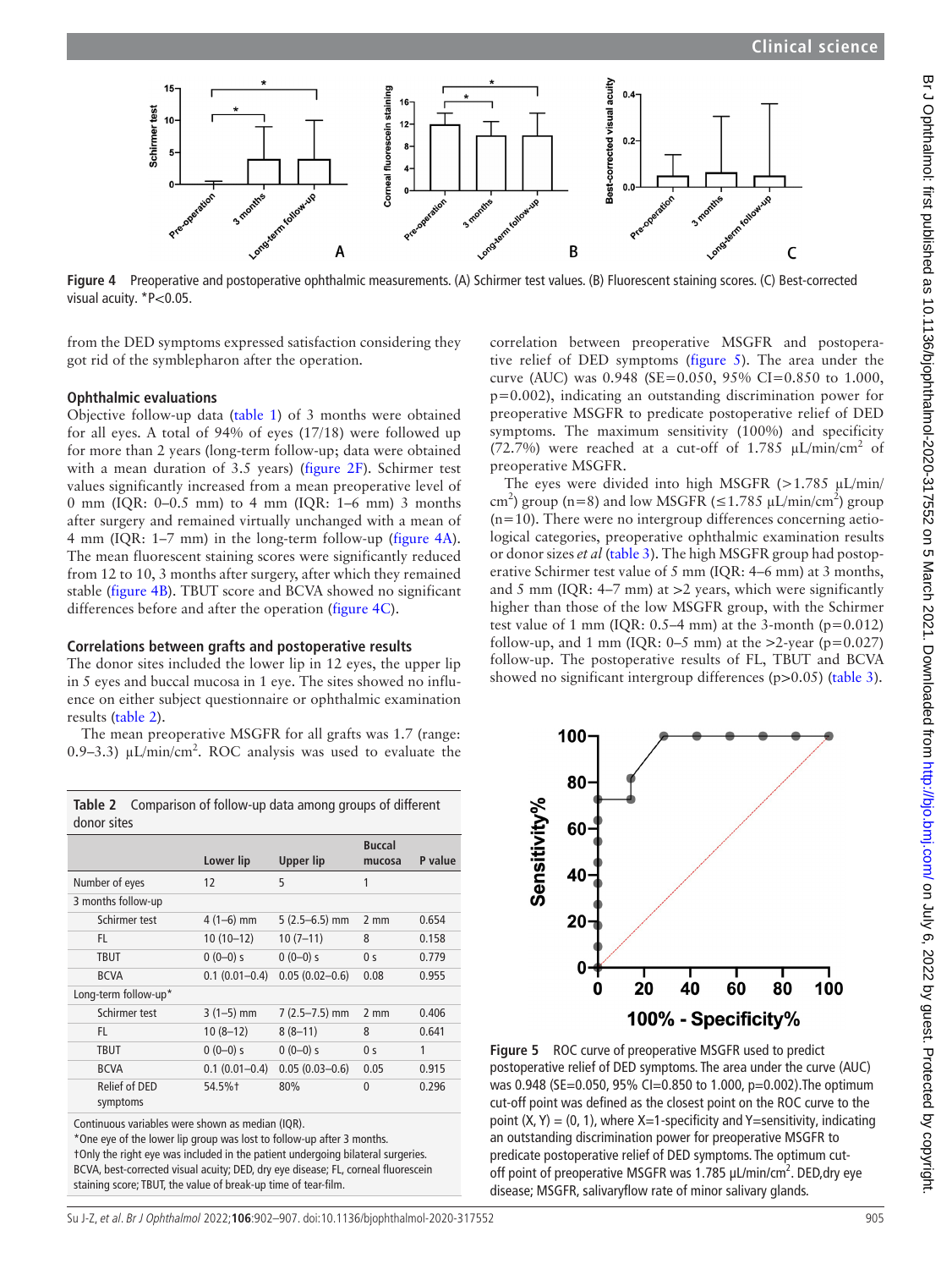Figure 4 Preoperative and postoperative ophthalmic measurements. (A) Schirmer test values. (B) Fluorescent staining scores. (C) Best-corrected visual acuity. *P<0.05.

from the DED symptoms expressed satisfaction considering they got rid of the symblepharon after the operation.

### Ophthalmic evaluations

Objective follow-up data (table 1) of 3 months were obtained for all eyes. A total of 94% of eyes (17/18) were followed up for more than 2 years (long-term follow-up; data were obtained with a mean duration of 3.5 years) (figure 2F). Schirmer test values significantly increased from a mean preoperative level of 0 mm (IQR: 0–0.5 mm) to 4 mm (IQR: 1–6 mm) 3 months after surgery and remained virtually unchanged with a mean of 4 mm (IQR: 1–7 mm) in the long-term follow-up (figure 4A). The mean fluorescent staining scores were significantly reduced from 12 to 10, 3 months after surgery, after which they remained stable (figure 4B). TBUT score and BCVA showed no significant differences before and after the operation (figure 4C).

### Correlations between grafts and postoperative results

The donor sites included the lower lip in 12 eyes, the upper lip in 5 eyes and buccal mucosa in 1 eye. The sites showed no influence on either subject questionnaire or ophthalmic examination results (table 2).

The mean preoperative MSGFR for all grafts was 1.7 (range: 0.9–3.3) µL/min/cm$^2$. ROC analysis was used to evaluate the correlation between preoperative MSGFR and postoperative relief of DED symptoms (figure 5). The area under the curve (AUC) was 0.948 (SE=0.050, 95% CI=0.850 to 1.000, p=0.002), indicating an outstanding discrimination power for preoperative MSGFR to predicate postoperative relief of DED symptoms. The maximum sensitivity (100%) and specificity (72.7%) were reached at a cut-off of 1.785 µL/min/cm$^2$ of preoperative MSGFR.

The eyes were divided into high MSGFR (>1.785 µL/min/cm$^2$) group (n=8) and low MSGFR (≤1.785 µL/min/cm$^2$) group (n=10). There were no intergroup differences concerning aetiological categories, preoperative ophthalmic examination results or donor sizes *et al* (table 3). The high MSGFR group had postoperative Schirmer test value of 5 mm (IQR: 4–6 mm) at 3 months, and 5 mm (IQR: 4–7 mm) at >2 years, which were significantly higher than those of the low MSGFR group, with the Schirmer test value of 1 mm (IQR: 0.5–4 mm) at the 3-month (p=0.012) follow-up, and 1 mm (IQR: 0–5 mm) at the >2-year (p=0.027) follow-up. The postoperative results of FL, TBUT and BCVA showed no significant intergroup differences (p>0.05) (table 3).

**Table 2** Comparison of follow-up data among groups of different donor sites

| | Lower lip | Upper lip | Buccal mucosa | P value |
|---|---|---|---|---|
| Number of eyes | 12 | 5 | 1 | |
| 3 months follow-up | | | | |
| Schirmer test | 4 (1–6) mm | 5 (2.5–6.5) mm | 2 mm | 0.654 |
| FL | 10 (10–12) | 10 (7–11) | 8 | 0.158 |
| TBUT | 0 (0–0) s | 0 (0–0) s | 0 s | 0.779 |
| BCVA | 0.1 (0.01–0.4) | 0.05 (0.02–0.6) | 0.08 | 0.955 |
| Long-term follow-up* | | | | |
| Schirmer test | 3 (1–5) mm | 7 (2.5–7.5) mm | 2 mm | 0.406 |
| FL | 10 (8–12) | 8 (8–11) | 8 | 0.641 |
| TBUT | 0 (0–0) s | 0 (0–0) s | 0 s | 1 |
| BCVA | 0.1 (0.01–0.4) | 0.05 (0.03–0.6) | 0.05 | 0.915 |
| Relief of DED symptoms | 54.5%† | 80% | 0 | 0.296 |

Continuous variables were shown as median (IQR).
*One eye of the lower lip group was lost to follow-up after 3 months.
†Only the right eye was included in the patient undergoing bilateral surgeries.
BCVA, best-corrected visual acuity; DED, dry eye disease; FL, corneal fluorescein staining score; TBUT, the value of break-up time of tear-film.

Figure 5 ROC curve of preoperative MSGFR used to predict postoperative relief of DED symptoms. The area under the curve (AUC) was 0.948 (SE=0.050, 95% CI=0.850 to 1.000, p=0.002).The optimum cut-off point was defined as the closest point on the ROC curve to the point (X, Y) = (0, 1), where X=1-specificity and Y=sensitivity, indicating an outstanding discrimination power for preoperative MSGFR to predicate postoperative relief of DED symptoms. The optimum cut-off point of preoperative MSGFR was 1.785 µL/min/cm$^2$. DED,dry eye disease; MSGFR, salivaryflow rate of minor salivary glands.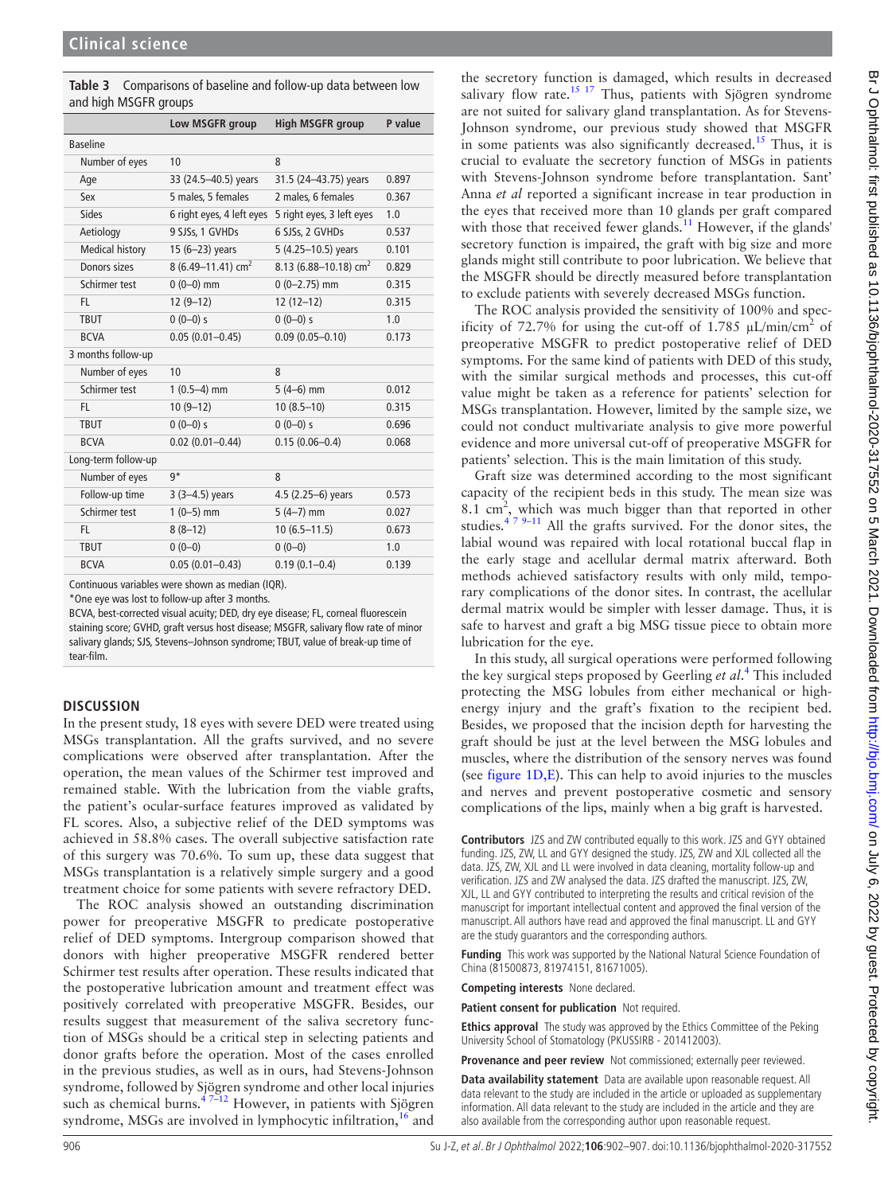**Table 3** Comparisons of baseline and follow-up data between low and high MSGFR groups

| | Low MSGFR group | High MSGFR group | P value |
|---|---|---|---|
| Baseline | | | |
| Number of eyes | 10 | 8 | |
| Age | 33 (24.5–40.5) years | 31.5 (24–43.75) years | 0.897 |
| Sex | 5 males, 5 females | 2 males, 6 females | 0.367 |
| Sides | 6 right eyes, 4 left eyes | 5 right eyes, 3 left eyes | 1.0 |
| Aetiology | 9 SJSs, 1 GVHDs | 6 SJSs, 2 GVHDs | 0.537 |
| Medical history | 15 (6–23) years | 5 (4.25–10.5) years | 0.101 |
| Donors sizes | 8 (6.49–11.41) cm$^2$ | 8.13 (6.88–10.18) cm$^2$ | 0.829 |
| Schirmer test | 0 (0–0) mm | 0 (0–2.75) mm | 0.315 |
| FL | 12 (9–12) | 12 (12–12) | 0.315 |
| TBUT | 0 (0–0) s | 0 (0–0) s | 1.0 |
| BCVA | 0.05 (0.01–0.45) | 0.09 (0.05–0.10) | 0.173 |
| 3 months follow-up | | | |
| Number of eyes | 10 | 8 | |
| Schirmer test | 1 (0.5–4) mm | 5 (4–6) mm | 0.012 |
| FL | 10 (9–12) | 10 (8.5–10) | 0.315 |
| TBUT | 0 (0–0) s | 0 (0–0) s | 0.696 |
| BCVA | 0.02 (0.01–0.44) | 0.15 (0.06–0.4) | 0.068 |
| Long-term follow-up | | | |
| Number of eyes | 9* | 8 | |
| Follow-up time | 3 (3–4.5) years | 4.5 (2.25–6) years | 0.573 |
| Schirmer test | 1 (0–5) mm | 5 (4–7) mm | 0.027 |
| FL | 8 (8–12) | 10 (6.5–11.5) | 0.673 |
| TBUT | 0 (0–0) | 0 (0–0) | 1.0 |
| BCVA | 0.05 (0.01–0.43) | 0.19 (0.1–0.4) | 0.139 |

Continuous variables were shown as median (IQR).

*One eye was lost to follow-up after 3 months.

BCVA, best-corrected visual acuity; DED, dry eye disease; FL, corneal fluorescein staining score; GVHD, graft versus host disease; MSGFR, salivary flow rate of minor salivary glands; SJS, Stevens–Johnson syndrome; TBUT, value of break-up time of tear-film.

## DISCUSSION

In the present study, 18 eyes with severe DED were treated using MSGs transplantation. All the grafts survived, and no severe complications were observed after transplantation. After the operation, the mean values of the Schirmer test improved and remained stable. With the lubrication from the viable grafts, the patient's ocular-surface features improved as validated by FL scores. Also, a subjective relief of the DED symptoms was achieved in 58.8% cases. The overall subjective satisfaction rate of this surgery was 70.6%. To sum up, these data suggest that MSGs transplantation is a relatively simple surgery and a good treatment choice for some patients with severe refractory DED.

The ROC analysis showed an outstanding discrimination power for preoperative MSGFR to predicate postoperative relief of DED symptoms. Intergroup comparison showed that donors with higher preoperative MSGFR rendered better Schirmer test results after operation. These results indicated that the postoperative lubrication amount and treatment effect was positively correlated with preoperative MSGFR. Besides, our results suggest that measurement of the saliva secretory function of MSGs should be a critical step in selecting patients and donor grafts before the operation. Most of the cases enrolled in the previous studies, as well as in ours, had Stevens-Johnson syndrome, followed by Sjögren syndrome and other local injuries such as chemical burns.[4 7–12] However, in patients with Sjögren syndrome, MSGs are involved in lymphocytic infiltration,[16] and the secretory function is damaged, which results in decreased salivary flow rate.[15 17] Thus, patients with Sjögren syndrome are not suited for salivary gland transplantation. As for Stevens-Johnson syndrome, our previous study showed that MSGFR in some patients was also significantly decreased.[15] Thus, it is crucial to evaluate the secretory function of MSGs in patients with Stevens-Johnson syndrome before transplantation. Sant' Anna *et al* reported a significant increase in tear production in the eyes that received more than 10 glands per graft compared with those that received fewer glands.[11] However, if the glands' secretory function is impaired, the graft with big size and more glands might still contribute to poor lubrication. We believe that the MSGFR should be directly measured before transplantation to exclude patients with severely decreased MSGs function.

The ROC analysis provided the sensitivity of 100% and specificity of 72.7% for using the cut-off of 1.785 μL/min/cm$^2$ of preoperative MSGFR to predict postoperative relief of DED symptoms. For the same kind of patients with DED of this study, with the similar surgical methods and processes, this cut-off value might be taken as a reference for patients' selection for MSGs transplantation. However, limited by the sample size, we could not conduct multivariate analysis to give more powerful evidence and more universal cut-off of preoperative MSGFR for patients' selection. This is the main limitation of this study.

Graft size was determined according to the most significant capacity of the recipient beds in this study. The mean size was 8.1 cm$^2$, which was much bigger than that reported in other studies.[4 7 9–11] All the grafts survived. For the donor sites, the labial wound was repaired with local rotational buccal flap in the early stage and acellular dermal matrix afterward. Both methods achieved satisfactory results with only mild, temporary complications of the donor sites. In contrast, the acellular dermal matrix would be simpler with lesser damage. Thus, it is safe to harvest and graft a big MSG tissue piece to obtain more lubrication for the eye.

In this study, all surgical operations were performed following the key surgical steps proposed by Geerling *et al*.[4] This included protecting the MSG lobules from either mechanical or high-energy injury and the graft's fixation to the recipient bed. Besides, we proposed that the incision depth for harvesting the graft should be just at the level between the MSG lobules and muscles, where the distribution of the sensory nerves was found (see figure 1D,E). This can help to avoid injuries to the muscles and nerves and prevent postoperative cosmetic and sensory complications of the lips, mainly when a big graft is harvested.

**Contributors** JZS and ZW contributed equally to this work. JZS and GYY obtained funding. JZS, ZW, LL and GYY designed the study. JZS, ZW and XJL collected all the data. JZS, ZW, XJL and LL were involved in data cleaning, mortality follow-up and verification. JZS and ZW analysed the data. JZS drafted the manuscript. JZS, ZW, XJL, LL and GYY contributed to interpreting the results and critical revision of the manuscript for important intellectual content and approved the final version of the manuscript. All authors have read and approved the final manuscript. LL and GYY are the study guarantors and the corresponding authors.

**Funding** This work was supported by the National Natural Science Foundation of China (81500873, 81974151, 81671005).

**Competing interests** None declared.

**Patient consent for publication** Not required.

**Ethics approval** The study was approved by the Ethics Committee of the Peking University School of Stomatology (PKUSSIRB - 201412003).

**Provenance and peer review** Not commissioned; externally peer reviewed.

**Data availability statement** Data are available upon reasonable request. All data relevant to the study are included in the article or uploaded as supplementary information. All data relevant to the study are included in the article and they are also available from the corresponding author upon reasonable request.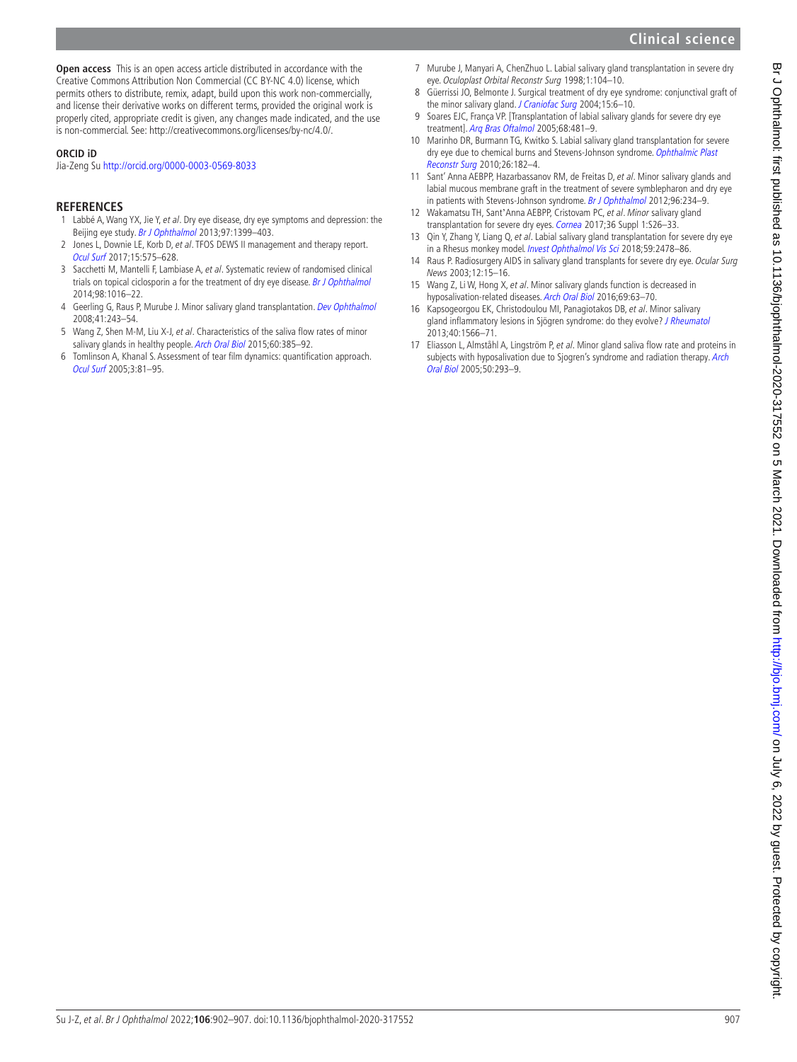**Open access** This is an open access article distributed in accordance with the Creative Commons Attribution Non Commercial (CC BY-NC 4.0) license, which permits others to distribute, remix, adapt, build upon this work non-commercially, and license their derivative works on different terms, provided the original work is properly cited, appropriate credit is given, any changes made indicated, and the use is non-commercial. See: http://creativecommons.org/licenses/by-nc/4.0/.

**ORCID iD**

Jia-Zeng Su http://orcid.org/0000-0003-0569-8033

## REFERENCES

1. Labbé A, Wang YX, Jie Y, *et al*. Dry eye disease, dry eye symptoms and depression: the Beijing eye study. *Br J Ophthalmol* 2013;97:1399–403.
2. Jones L, Downie LE, Korb D, *et al*. TFOS DEWS II management and therapy report. *Ocul Surf* 2017;15:575–628.
3. Sacchetti M, Mantelli F, Lambiase A, *et al*. Systematic review of randomised clinical trials on topical ciclosporin a for the treatment of dry eye disease. *Br J Ophthalmol* 2014;98:1016–22.
4. Geerling G, Raus P, Murube J. Minor salivary gland transplantation. *Dev Ophthalmol* 2008;41:243–54.
5. Wang Z, Shen M-M, Liu X-J, *et al*. Characteristics of the saliva flow rates of minor salivary glands in healthy people. *Arch Oral Biol* 2015;60:385–92.
6. Tomlinson A, Khanal S. Assessment of tear film dynamics: quantification approach. *Ocul Surf* 2005;3:81–95.
7. Murube J, Manyari A, ChenZhuo L. Labial salivary gland transplantation in severe dry eye. *Oculoplast Orbital Reconstr Surg* 1998;1:104–10.
8. Güerrissi JO, Belmonte J. Surgical treatment of dry eye syndrome: conjunctival graft of the minor salivary gland. *J Craniofac Surg* 2004;15:6–10.
9. Soares EJC, França VP. [Transplantation of labial salivary glands for severe dry eye treatment]. *Arq Bras Oftalmol* 2005;68:481–9.
10. Marinho DR, Burmann TG, Kwitko S. Labial salivary gland transplantation for severe dry eye due to chemical burns and Stevens-Johnson syndrome. *Ophthalmic Plast Reconstr Surg* 2010;26:182–4.
11. Sant' Anna AEBPP, Hazarbassanov RM, de Freitas D, *et al*. Minor salivary glands and labial mucous membrane graft in the treatment of severe symblepharon and dry eye in patients with Stevens-Johnson syndrome. *Br J Ophthalmol* 2012;96:234–9.
12. Wakamatsu TH, Sant'Anna AEBPP, Cristovam PC, *et al*. *Minor* salivary gland transplantation for severe dry eyes. *Cornea* 2017;36 Suppl 1:S26–33.
13. Qin Y, Zhang Y, Liang Q, *et al*. Labial salivary gland transplantation for severe dry eye in a Rhesus monkey model. *Invest Ophthalmol Vis Sci* 2018;59:2478–86.
14. Raus P. Radiosurgery AIDS in salivary gland transplants for severe dry eye. *Ocular Surg News* 2003;12:15–16.
15. Wang Z, Li W, Hong X, *et al*. Minor salivary glands function is decreased in hyposalivation-related diseases. *Arch Oral Biol* 2016;69:63–70.
16. Kapsogeorgou EK, Christodoulou MI, Panagiotakos DB, *et al*. Minor salivary gland inflammatory lesions in Sjögren syndrome: do they evolve? *J Rheumatol* 2013;40:1566–71.
17. Eliasson L, Almståhl A, Lingström P, *et al*. Minor gland saliva flow rate and proteins in subjects with hyposalivation due to Sjogren's syndrome and radiation therapy. *Arch Oral Biol* 2005;50:293–9.